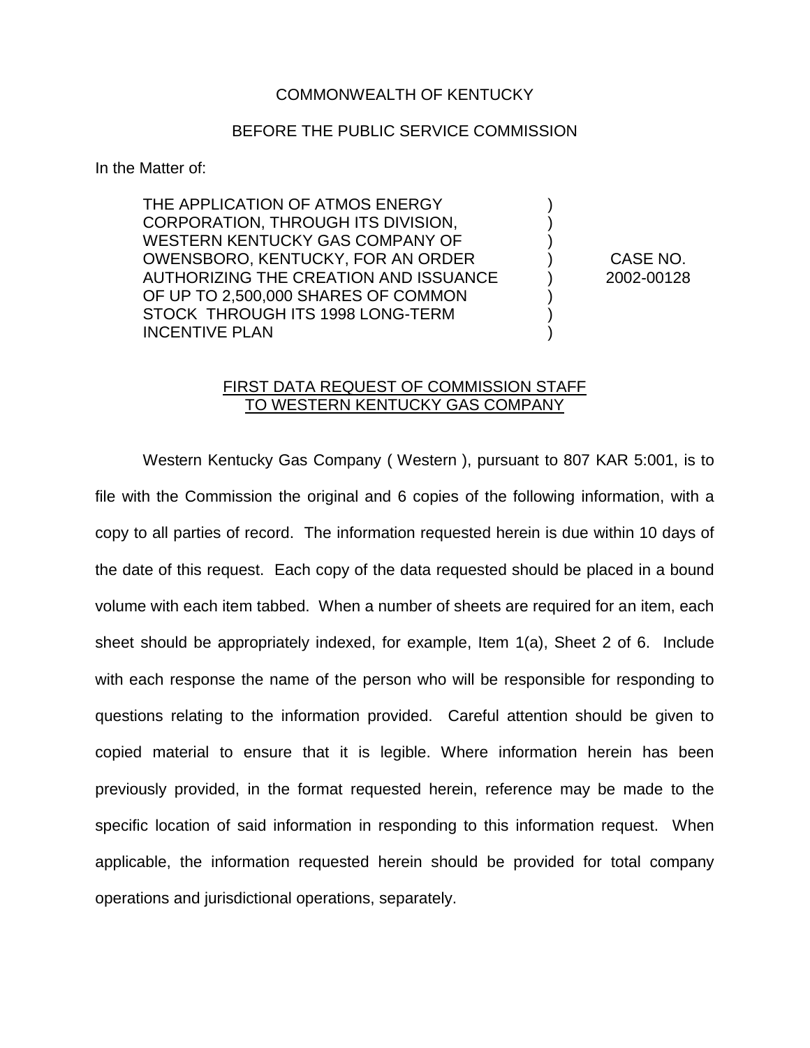COMMONWEALTH OF KENTUCKY

BEFORE THE PUBLIC SERVICE COMMISSION

In the Matter of:

| | | |
|---|---|---|
| THE APPLICATION OF ATMOS ENERGY CORPORATION, THROUGH ITS DIVISION, WESTERN KENTUCKY GAS COMPANY OF OWENSBORO, KENTUCKY, FOR AN ORDER AUTHORIZING THE CREATION AND ISSUANCE OF UP TO 2,500,000 SHARES OF COMMON STOCK THROUGH ITS 1998 LONG-TERM INCENTIVE PLAN | ) ) ) ) ) ) ) ) | CASE NO. 2002-00128 |

FIRST DATA REQUEST OF COMMISSION STAFF TO WESTERN KENTUCKY GAS COMPANY

Western Kentucky Gas Company ( Western ), pursuant to 807 KAR 5:001, is to file with the Commission the original and 6 copies of the following information, with a copy to all parties of record. The information requested herein is due within 10 days of the date of this request. Each copy of the data requested should be placed in a bound volume with each item tabbed. When a number of sheets are required for an item, each sheet should be appropriately indexed, for example, Item 1(a), Sheet 2 of 6. Include with each response the name of the person who will be responsible for responding to questions relating to the information provided. Careful attention should be given to copied material to ensure that it is legible. Where information herein has been previously provided, in the format requested herein, reference may be made to the specific location of said information in responding to this information request. When applicable, the information requested herein should be provided for total company operations and jurisdictional operations, separately.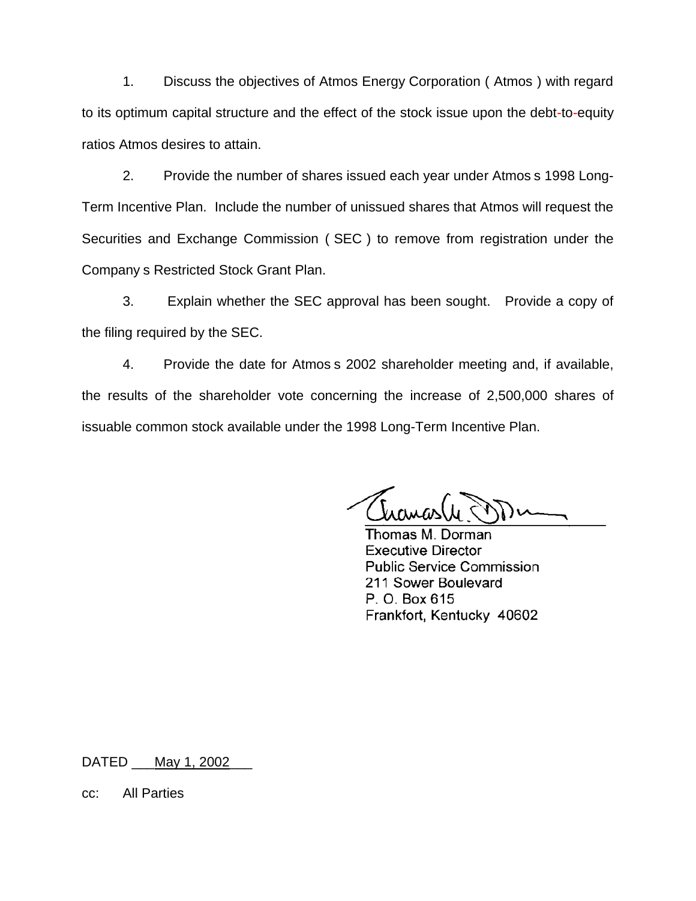1. Discuss the objectives of Atmos Energy Corporation ( Atmos ) with regard to its optimum capital structure and the effect of the stock issue upon the debt-to-equity ratios Atmos desires to attain.

2. Provide the number of shares issued each year under Atmos s 1998 Long-Term Incentive Plan. Include the number of unissued shares that Atmos will request the Securities and Exchange Commission ( SEC ) to remove from registration under the Company s Restricted Stock Grant Plan.

3. Explain whether the SEC approval has been sought. Provide a copy of the filing required by the SEC.

4. Provide the date for Atmos s 2002 shareholder meeting and, if available, the results of the shareholder vote concerning the increase of 2,500,000 shares of issuable common stock available under the 1998 Long-Term Incentive Plan.

Thomas M. Dorman
Executive Director
Public Service Commission
211 Sower Boulevard
P. O. Box 615
Frankfort, Kentucky 40602

DATED May 1, 2002

cc: All Parties